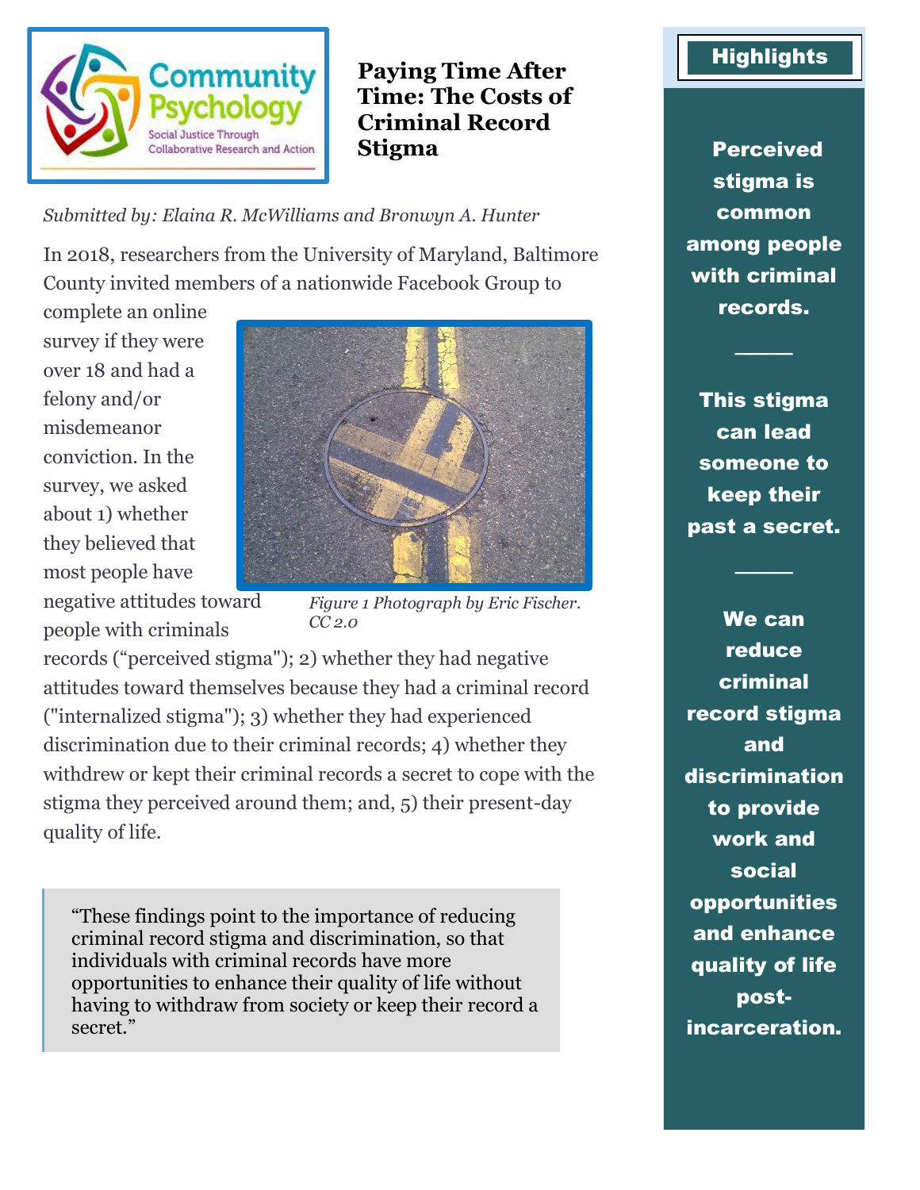# Paying Time After Time: The Costs of Criminal Record Stigma

*Submitted by: Elaina R. McWilliams and Bronwyn A. Hunter*

In 2018, researchers from the University of Maryland, Baltimore County invited members of a nationwide Facebook Group to complete an online survey if they were over 18 and had a felony and/or misdemeanor conviction. In the survey, we asked about 1) whether they believed that most people have negative attitudes toward people with criminals records ("perceived stigma"); 2) whether they had negative attitudes toward themselves because they had a criminal record ("internalized stigma"); 3) whether they had experienced discrimination due to their criminal records; 4) whether they withdrew or kept their criminal records a secret to cope with the stigma they perceived around them; and, 5) their present-day quality of life.

*Figure 1 Photograph by Eric Fischer. CC 2.0*

> "These findings point to the importance of reducing criminal record stigma and discrimination, so that individuals with criminal records have more opportunities to enhance their quality of life without having to withdraw from society or keep their record a secret."

## Highlights

**Perceived stigma is common among people with criminal records.**

---

**This stigma can lead someone to keep their past a secret.**

---

**We can reduce criminal record stigma and discrimination to provide work and social opportunities and enhance quality of life post-incarceration.**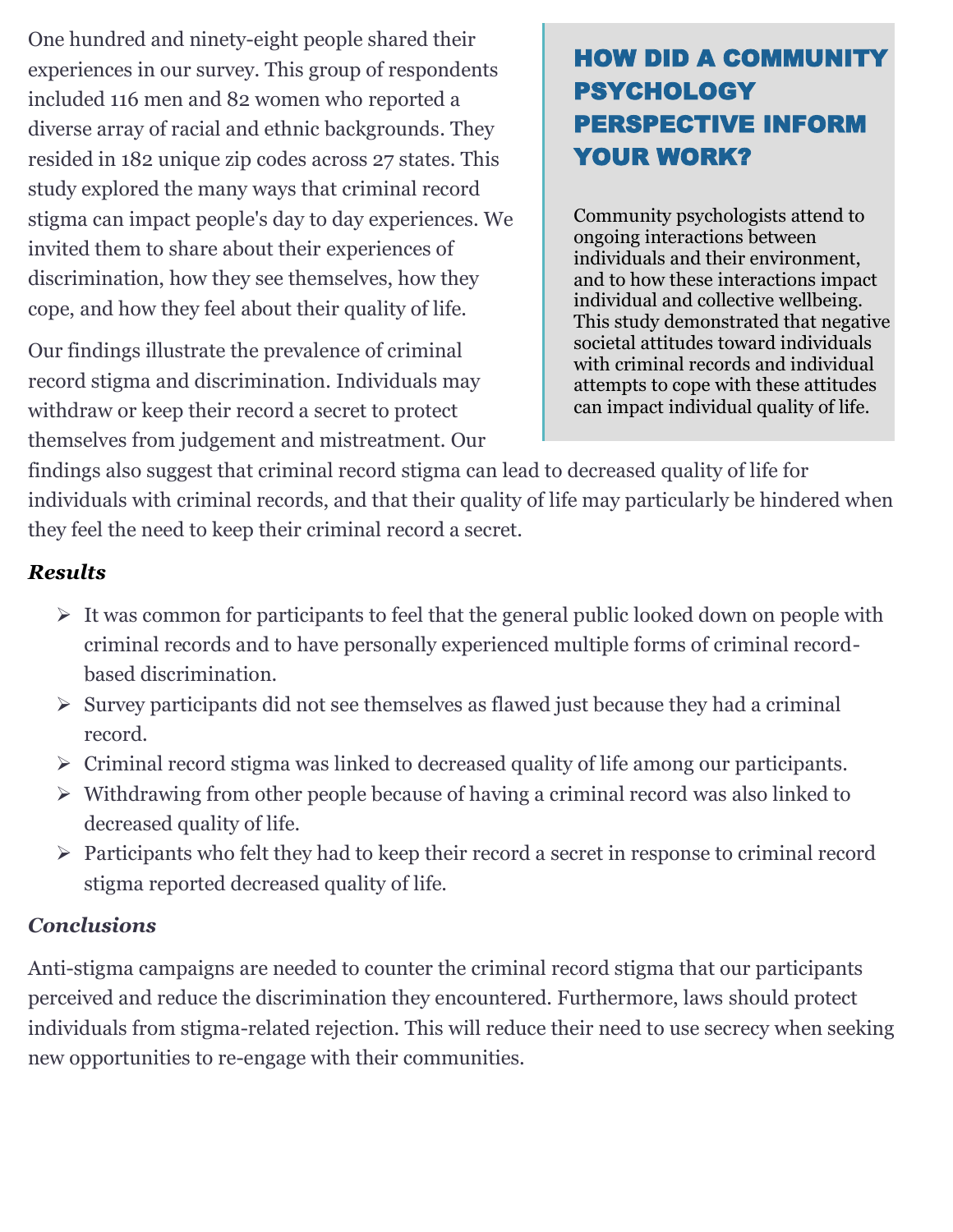One hundred and ninety-eight people shared their experiences in our survey. This group of respondents included 116 men and 82 women who reported a diverse array of racial and ethnic backgrounds. They resided in 182 unique zip codes across 27 states. This study explored the many ways that criminal record stigma can impact people's day to day experiences. We invited them to share about their experiences of discrimination, how they see themselves, how they cope, and how they feel about their quality of life.

Our findings illustrate the prevalence of criminal record stigma and discrimination. Individuals may withdraw or keep their record a secret to protect themselves from judgement and mistreatment. Our findings also suggest that criminal record stigma can lead to decreased quality of life for individuals with criminal records, and that their quality of life may particularly be hindered when they feel the need to keep their criminal record a secret.

## HOW DID A COMMUNITY PSYCHOLOGY PERSPECTIVE INFORM YOUR WORK?

Community psychologists attend to ongoing interactions between individuals and their environment, and to how these interactions impact individual and collective wellbeing. This study demonstrated that negative societal attitudes toward individuals with criminal records and individual attempts to cope with these attitudes can impact individual quality of life.

### *Results*

- It was common for participants to feel that the general public looked down on people with criminal records and to have personally experienced multiple forms of criminal record-based discrimination.
- Survey participants did not see themselves as flawed just because they had a criminal record.
- Criminal record stigma was linked to decreased quality of life among our participants.
- Withdrawing from other people because of having a criminal record was also linked to decreased quality of life.
- Participants who felt they had to keep their record a secret in response to criminal record stigma reported decreased quality of life.

### *Conclusions*

Anti-stigma campaigns are needed to counter the criminal record stigma that our participants perceived and reduce the discrimination they encountered. Furthermore, laws should protect individuals from stigma-related rejection. This will reduce their need to use secrecy when seeking new opportunities to re-engage with their communities.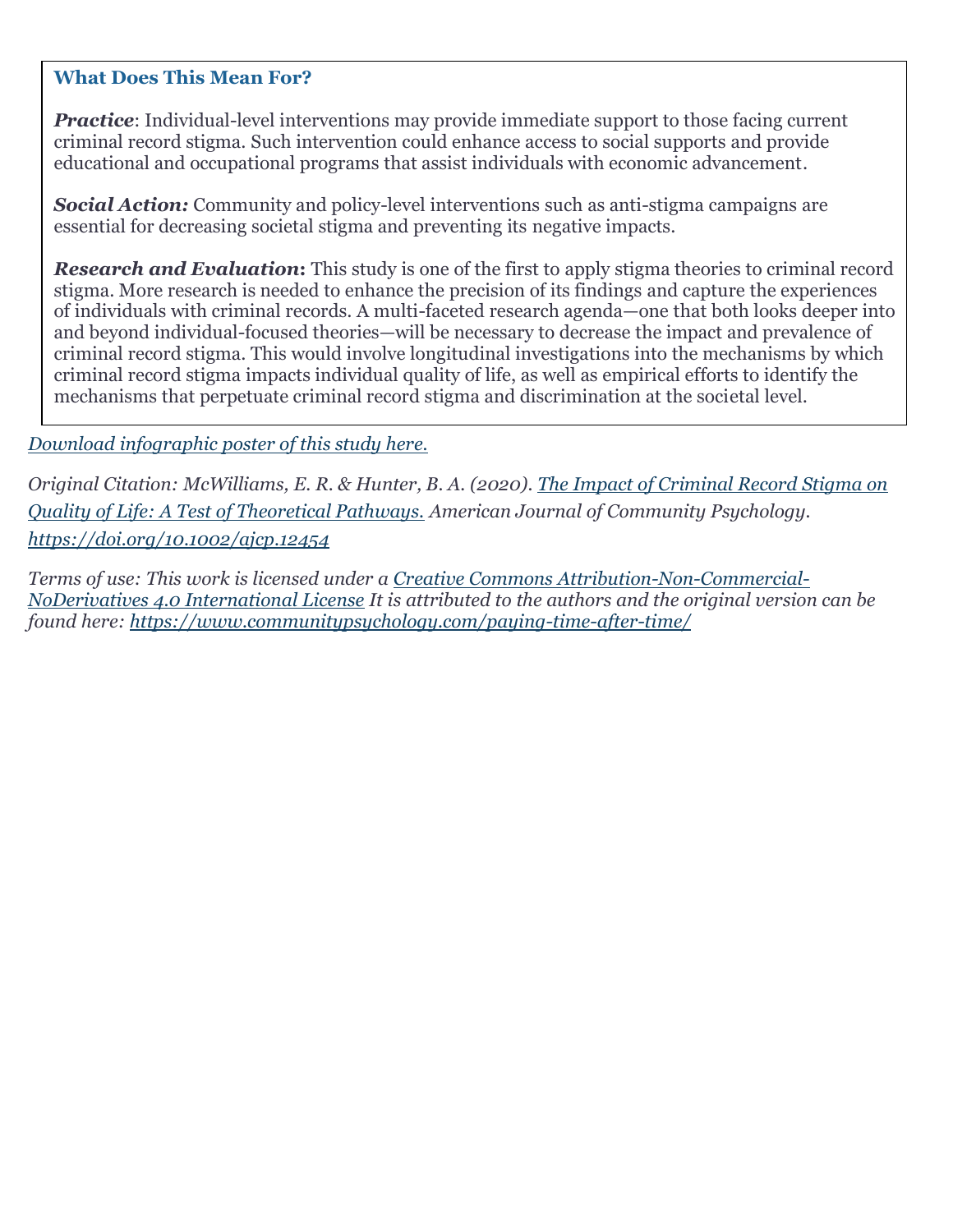### What Does This Mean For?

***Practice***: Individual-level interventions may provide immediate support to those facing current criminal record stigma. Such intervention could enhance access to social supports and provide educational and occupational programs that assist individuals with economic advancement.

***Social Action:*** Community and policy-level interventions such as anti-stigma campaigns are essential for decreasing societal stigma and preventing its negative impacts.

***Research and Evaluation*****:** This study is one of the first to apply stigma theories to criminal record stigma. More research is needed to enhance the precision of its findings and capture the experiences of individuals with criminal records. A multi-faceted research agenda—one that both looks deeper into and beyond individual-focused theories—will be necessary to decrease the impact and prevalence of criminal record stigma. This would involve longitudinal investigations into the mechanisms by which criminal record stigma impacts individual quality of life, as well as empirical efforts to identify the mechanisms that perpetuate criminal record stigma and discrimination at the societal level.

*Download infographic poster of this study here.*

*Original Citation: McWilliams, E. R. & Hunter, B. A. (2020). The Impact of Criminal Record Stigma on Quality of Life: A Test of Theoretical Pathways. American Journal of Community Psychology. https://doi.org/10.1002/ajcp.12454*

*Terms of use: This work is licensed under a Creative Commons Attribution-Non-Commercial-NoDerivatives 4.0 International License It is attributed to the authors and the original version can be found here: https://www.communitypsychology.com/paying-time-after-time/*